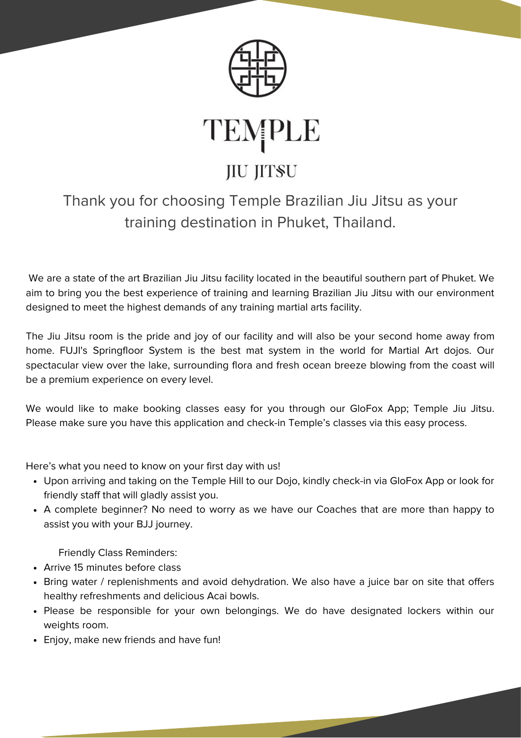# TEMPLE

## JIU JITSU

### Thank you for choosing Temple Brazilian Jiu Jitsu as your training destination in Phuket, Thailand.

We are a state of the art Brazilian Jiu Jitsu facility located in the beautiful southern part of Phuket. We aim to bring you the best experience of training and learning Brazilian Jiu Jitsu with our environment designed to meet the highest demands of any training martial arts facility.

The Jiu Jitsu room is the pride and joy of our facility and will also be your second home away from home. FUJI's Springfloor System is the best mat system in the world for Martial Art dojos. Our spectacular view over the lake, surrounding flora and fresh ocean breeze blowing from the coast will be a premium experience on every level.

We would like to make booking classes easy for you through our GloFox App; Temple Jiu Jitsu. Please make sure you have this application and check-in Temple's classes via this easy process.

Here's what you need to know on your first day with us!

- Upon arriving and taking on the Temple Hill to our Dojo, kindly check-in via GloFox App or look for friendly staff that will gladly assist you.
- A complete beginner? No need to worry as we have our Coaches that are more than happy to assist you with your BJJ journey.

Friendly Class Reminders:

- Arrive 15 minutes before class
- Bring water / replenishments and avoid dehydration. We also have a juice bar on site that offers healthy refreshments and delicious Acai bowls.
- Please be responsible for your own belongings. We do have designated lockers within our weights room.
- Enjoy, make new friends and have fun!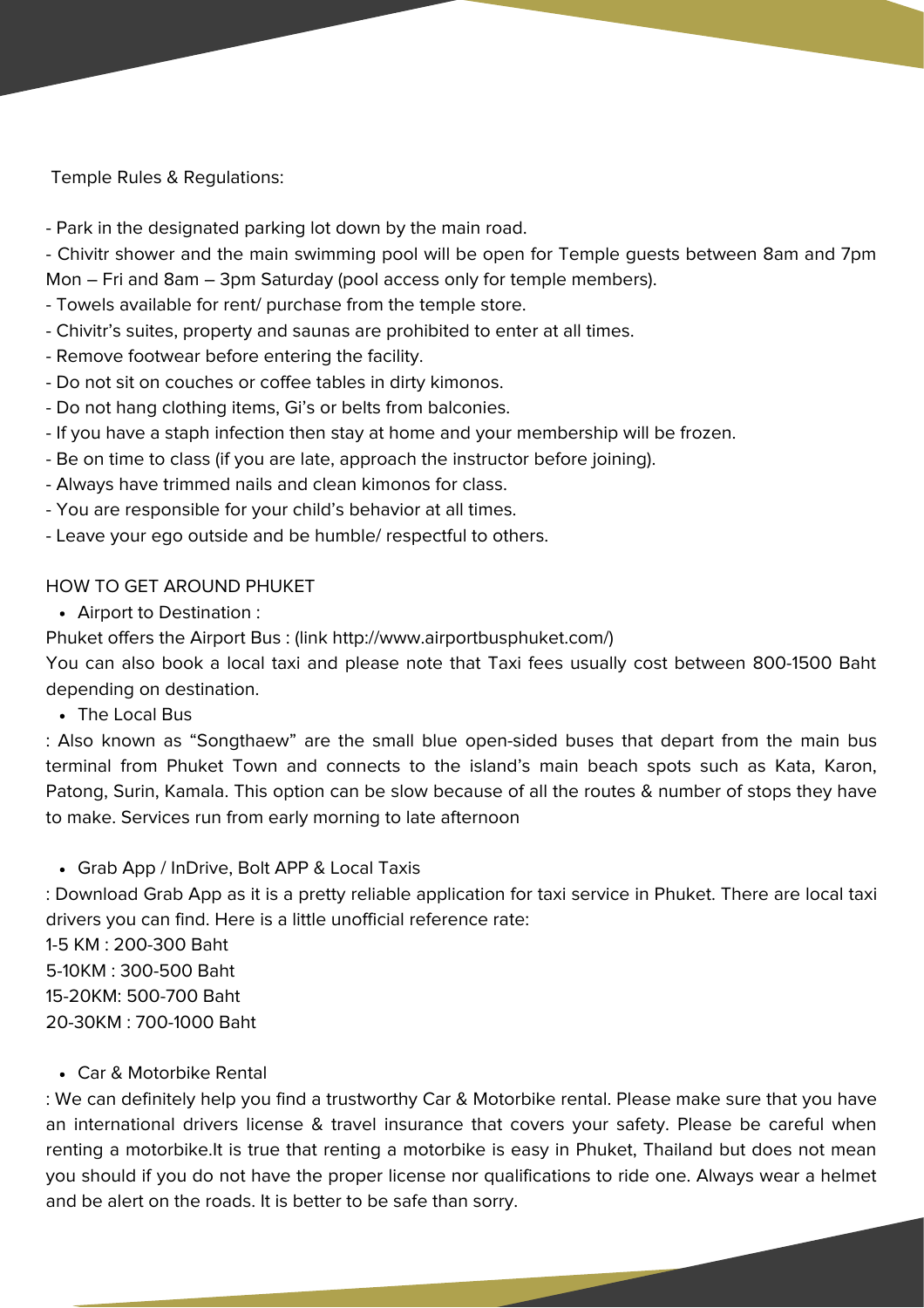Temple Rules & Regulations:

- Park in the designated parking lot down by the main road.
- Chivitr shower and the main swimming pool will be open for Temple guests between 8am and 7pm Mon – Fri and 8am – 3pm Saturday (pool access only for temple members).
- Towels available for rent/ purchase from the temple store.
- Chivitr's suites, property and saunas are prohibited to enter at all times.
- Remove footwear before entering the facility.
- Do not sit on couches or coffee tables in dirty kimonos.
- Do not hang clothing items, Gi's or belts from balconies.
- If you have a staph infection then stay at home and your membership will be frozen.
- Be on time to class (if you are late, approach the instructor before joining).
- Always have trimmed nails and clean kimonos for class.
- You are responsible for your child's behavior at all times.
- Leave your ego outside and be humble/ respectful to others.

HOW TO GET AROUND PHUKET

- Airport to Destination :

Phuket offers the Airport Bus : (link http://www.airportbusphuket.com/)

You can also book a local taxi and please note that Taxi fees usually cost between 800-1500 Baht depending on destination.

- The Local Bus

: Also known as "Songthaew" are the small blue open-sided buses that depart from the main bus terminal from Phuket Town and connects to the island's main beach spots such as Kata, Karon, Patong, Surin, Kamala. This option can be slow because of all the routes & number of stops they have to make. Services run from early morning to late afternoon

- Grab App / InDrive, Bolt APP & Local Taxis

: Download Grab App as it is a pretty reliable application for taxi service in Phuket. There are local taxi drivers you can find. Here is a little unofficial reference rate:

1-5 KM : 200-300 Baht
5-10KM : 300-500 Baht
15-20KM: 500-700 Baht
20-30KM : 700-1000 Baht

- Car & Motorbike Rental

: We can definitely help you find a trustworthy Car & Motorbike rental. Please make sure that you have an international drivers license & travel insurance that covers your safety. Please be careful when renting a motorbike.It is true that renting a motorbike is easy in Phuket, Thailand but does not mean you should if you do not have the proper license nor qualifications to ride one. Always wear a helmet and be alert on the roads. It is better to be safe than sorry.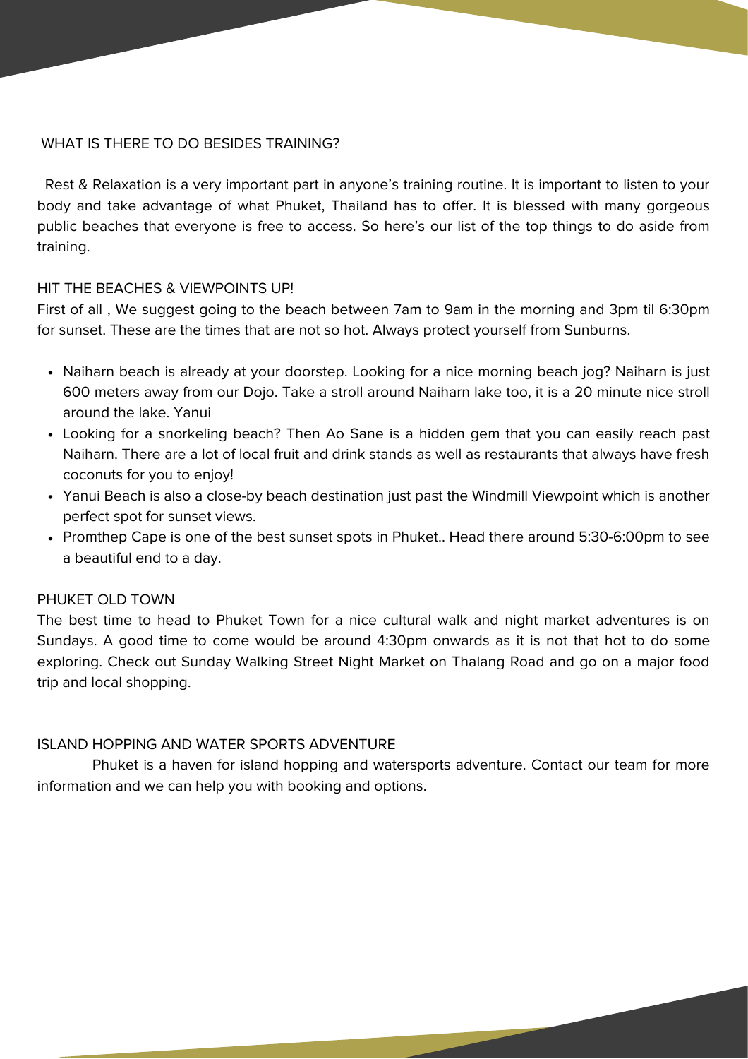## WHAT IS THERE TO DO BESIDES TRAINING?

Rest & Relaxation is a very important part in anyone's training routine. It is important to listen to your body and take advantage of what Phuket, Thailand has to offer. It is blessed with many gorgeous public beaches that everyone is free to access. So here's our list of the top things to do aside from training.

### HIT THE BEACHES & VIEWPOINTS UP!

First of all , We suggest going to the beach between 7am to 9am in the morning and 3pm til 6:30pm for sunset. These are the times that are not so hot. Always protect yourself from Sunburns.

- Naiharn beach is already at your doorstep. Looking for a nice morning beach jog? Naiharn is just 600 meters away from our Dojo. Take a stroll around Naiharn lake too, it is a 20 minute nice stroll around the lake. Yanui
- Looking for a snorkeling beach? Then Ao Sane is a hidden gem that you can easily reach past Naiharn. There are a lot of local fruit and drink stands as well as restaurants that always have fresh coconuts for you to enjoy!
- Yanui Beach is also a close-by beach destination just past the Windmill Viewpoint which is another perfect spot for sunset views.
- Promthep Cape is one of the best sunset spots in Phuket.. Head there around 5:30-6:00pm to see a beautiful end to a day.

### PHUKET OLD TOWN

The best time to head to Phuket Town for a nice cultural walk and night market adventures is on Sundays. A good time to come would be around 4:30pm onwards as it is not that hot to do some exploring. Check out Sunday Walking Street Night Market on Thalang Road and go on a major food trip and local shopping.

### ISLAND HOPPING AND WATER SPORTS ADVENTURE

Phuket is a haven for island hopping and watersports adventure. Contact our team for more information and we can help you with booking and options.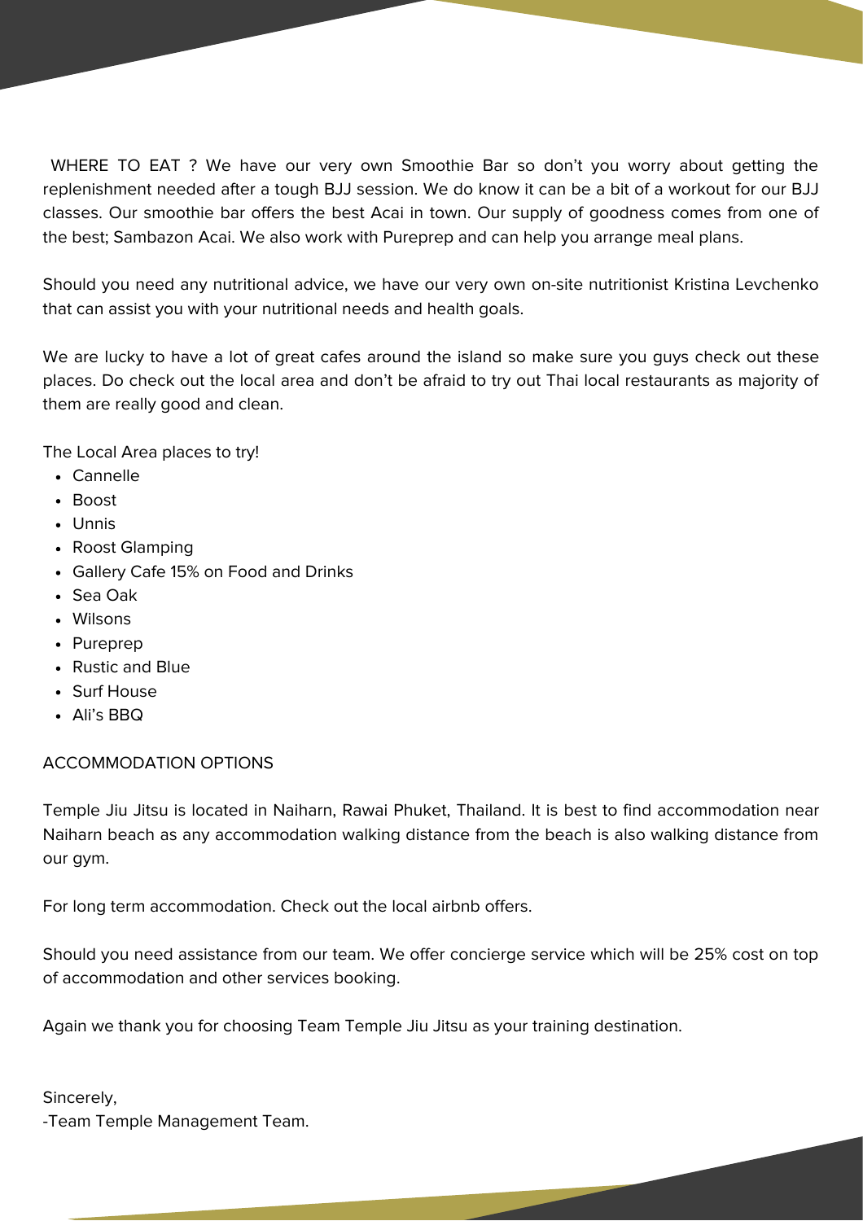WHERE TO EAT ? We have our very own Smoothie Bar so don't you worry about getting the replenishment needed after a tough BJJ session. We do know it can be a bit of a workout for our BJJ classes. Our smoothie bar offers the best Acai in town. Our supply of goodness comes from one of the best; Sambazon Acai. We also work with Pureprep and can help you arrange meal plans.

Should you need any nutritional advice, we have our very own on-site nutritionist Kristina Levchenko that can assist you with your nutritional needs and health goals.

We are lucky to have a lot of great cafes around the island so make sure you guys check out these places. Do check out the local area and don't be afraid to try out Thai local restaurants as majority of them are really good and clean.

The Local Area places to try!

- Cannelle
- Boost
- Unnis
- Roost Glamping
- Gallery Cafe 15% on Food and Drinks
- Sea Oak
- Wilsons
- Pureprep
- Rustic and Blue
- Surf House
- Ali's BBQ

ACCOMMODATION OPTIONS

Temple Jiu Jitsu is located in Naiharn, Rawai Phuket, Thailand. It is best to find accommodation near Naiharn beach as any accommodation walking distance from the beach is also walking distance from our gym.

For long term accommodation. Check out the local airbnb offers.

Should you need assistance from our team. We offer concierge service which will be 25% cost on top of accommodation and other services booking.

Again we thank you for choosing Team Temple Jiu Jitsu as your training destination.

Sincerely,
-Team Temple Management Team.